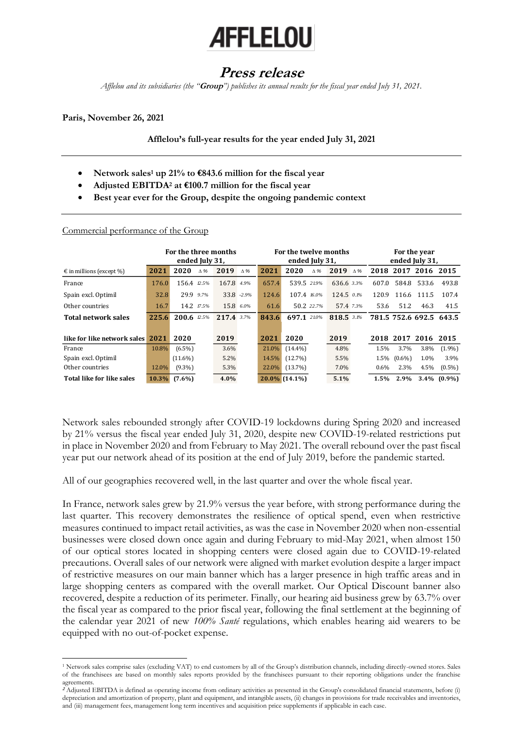# AFFLELOU

# *Press release*

*Afflelou and its subsidiaries (the "**Group**") publishes its annual results for the fiscal year ended July 31, 2021.*

**Paris, November 26, 2021**

**Afflelou's full-year results for the year ended July 31, 2021**

- **Network sales[1] up 21% to €843.6 million for the fiscal year**
- **Adjusted EBITDA[2] at €100.7 million for the fiscal year**
- **Best year ever for the Group, despite the ongoing pandemic context**

Commercial performance of the Group

| | For the three months ended July 31, | | | | | For the twelve months ended July 31, | | | | | For the year ended July 31, | | | |
|---|---|---|---|---|---|---|---|---|---|---|---|---|---|---|
| € in millions (except %) | **2021** | **2020** | Δ % | **2019** | Δ % | **2021** | **2020** | Δ % | **2019** | Δ % | **2018** | **2017** | **2016** | **2015** |
| France | 176.0 | 156.4 | *12.5%* | 167.8 | *4.9%* | 657.4 | 539.5 | *21.9%* | 636.6 | *3.3%* | 607.0 | 584.8 | 533.6 | 493.8 |
| Spain excl. Optimil | 32.8 | 29.9 | *9.7%* | 33.8 | *-2.9%* | 124.6 | 107.4 | *16.0%* | 124.5 | *0.1%* | 120.9 | 116.6 | 111.5 | 107.4 |
| Other countries | 16.7 | 14.2 | *17.5%* | 15.8 | *6.0%* | 61.6 | 50.2 | *22.7%* | 57.4 | *7.3%* | 53.6 | 51.2 | 46.3 | 41.5 |
| **Total network sales** | **225.6** | **200.6** | *12.5%* | **217.4** | *3.7%* | **843.6** | **697.1** | *21.0%* | **818.5** | *3.1%* | **781.5** | **752.6** | **692.5** | **643.5** |
| | | | | | | | | | | | | | | |
| **like for like network sales** | **2021** | **2020** | | **2019** | | **2021** | **2020** | | **2019** | | **2018** | **2017** | **2016** | **2015** |
| France | 10.8% | (6.5%) | | 3.6% | | 21.0% | (14.4%) | | 4.8% | | 1.5% | 3.7% | 3.8% | (1.9%) |
| Spain excl. Optimil | | (11.6%) | | 5.2% | | 14.5% | (12.7%) | | 5.5% | | 1.5% | (0.6%) | 1.0% | 3.9% |
| Other countries | 12.0% | (9.3%) | | 5.3% | | 22.0% | (13.7%) | | 7.0% | | 0.6% | 2.3% | 4.5% | (0.5%) |
| **Total like for like sales** | **10.3%** | **(7.6%)** | | **4.0%** | | **20.0%** | **(14.1%)** | | **5.1%** | | **1.5%** | **2.9%** | **3.4%** | **(0.9%)** |

Network sales rebounded strongly after COVID-19 lockdowns during Spring 2020 and increased by 21% versus the fiscal year ended July 31, 2020, despite new COVID-19-related restrictions put in place in November 2020 and from February to May 2021. The overall rebound over the past fiscal year put our network ahead of its position at the end of July 2019, before the pandemic started.

All of our geographies recovered well, in the last quarter and over the whole fiscal year.

In France, network sales grew by 21.9% versus the year before, with strong performance during the last quarter. This recovery demonstrates the resilience of optical spend, even when restrictive measures continued to impact retail activities, as was the case in November 2020 when non-essential businesses were closed down once again and during February to mid-May 2021, when almost 150 of our optical stores located in shopping centers were closed again due to COVID-19-related precautions. Overall sales of our network were aligned with market evolution despite a larger impact of restrictive measures on our main banner which has a larger presence in high traffic areas and in large shopping centers as compared with the overall market. Our Optical Discount banner also recovered, despite a reduction of its perimeter. Finally, our hearing aid business grew by 63.7% over the fiscal year as compared to the prior fiscal year, following the final settlement at the beginning of the calendar year 2021 of new *100% Santé* regulations, which enables hearing aid wearers to be equipped with no out-of-pocket expense.

---

[1] Network sales comprise sales (excluding VAT) to end customers by all of the Group's distribution channels, including directly-owned stores. Sales of the franchisees are based on monthly sales reports provided by the franchisees pursuant to their reporting obligations under the franchise agreements.

[2] Adjusted EBITDA is defined as operating income from ordinary activities as presented in the Group's consolidated financial statements, before (i) depreciation and amortization of property, plant and equipment, and intangible assets, (ii) changes in provisions for trade receivables and inventories, and (iii) management fees, management long term incentives and acquisition price supplements if applicable in each case.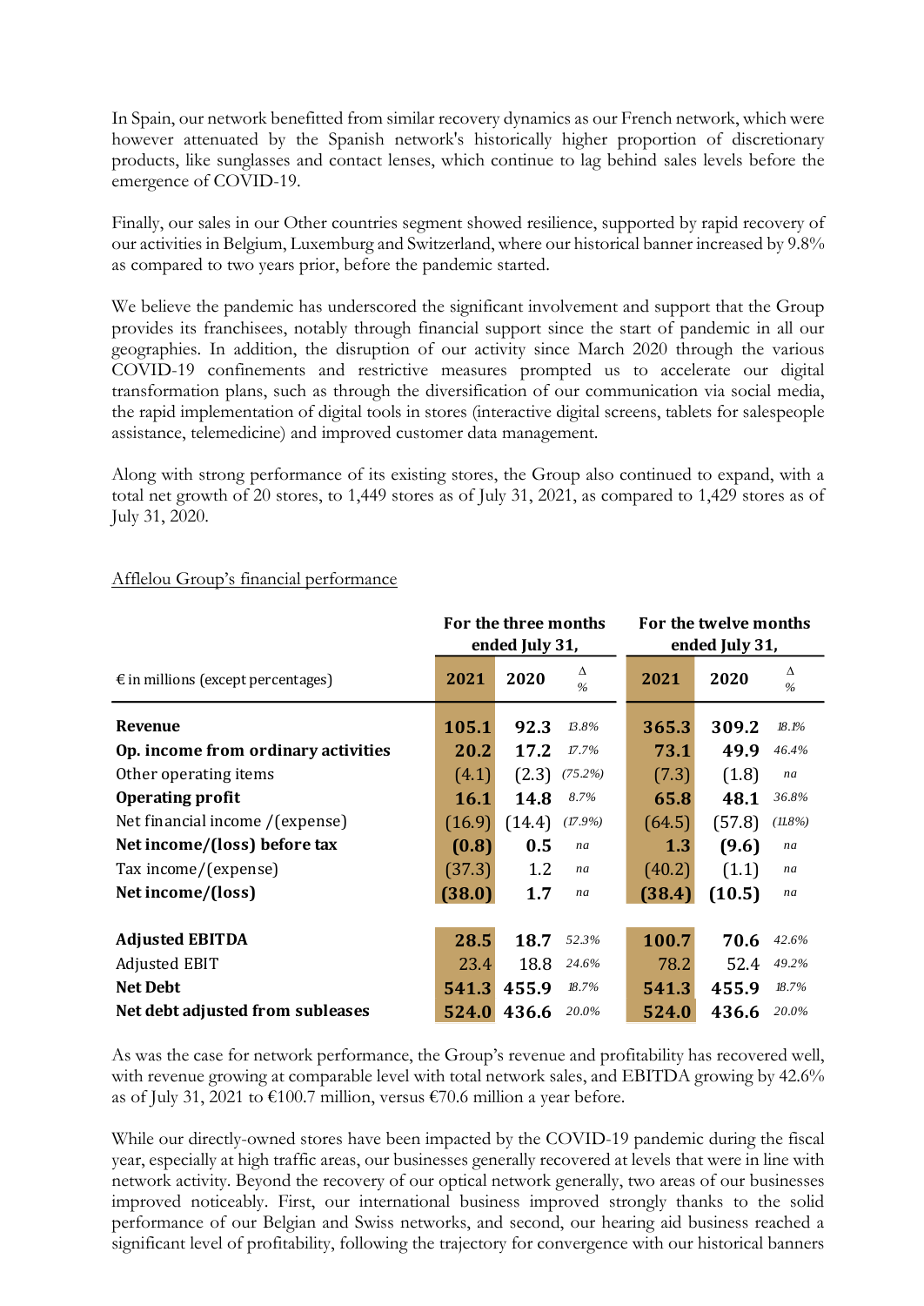In Spain, our network benefitted from similar recovery dynamics as our French network, which were however attenuated by the Spanish network's historically higher proportion of discretionary products, like sunglasses and contact lenses, which continue to lag behind sales levels before the emergence of COVID-19.

Finally, our sales in our Other countries segment showed resilience, supported by rapid recovery of our activities in Belgium, Luxemburg and Switzerland, where our historical banner increased by 9.8% as compared to two years prior, before the pandemic started.

We believe the pandemic has underscored the significant involvement and support that the Group provides its franchisees, notably through financial support since the start of pandemic in all our geographies. In addition, the disruption of our activity since March 2020 through the various COVID-19 confinements and restrictive measures prompted us to accelerate our digital transformation plans, such as through the diversification of our communication via social media, the rapid implementation of digital tools in stores (interactive digital screens, tablets for salespeople assistance, telemedicine) and improved customer data management.

Along with strong performance of its existing stores, the Group also continued to expand, with a total net growth of 20 stores, to 1,449 stores as of July 31, 2021, as compared to 1,429 stores as of July 31, 2020.

Afflelou Group's financial performance

| | For the three months ended July 31, | | | For the twelve months ended July 31, | | |
|---|---|---|---|---|---|---|
| € in millions (except percentages) | **2021** | **2020** | Δ % | **2021** | **2020** | Δ % |
| **Revenue** | **105.1** | **92.3** | *13.8%* | **365.3** | **309.2** | *18.1%* |
| **Op. income from ordinary activities** | **20.2** | **17.2** | *17.7%* | **73.1** | **49.9** | *46.4%* |
| Other operating items | (4.1) | (2.3) | *(75.2%)* | (7.3) | (1.8) | *na* |
| **Operating profit** | **16.1** | **14.8** | *8.7%* | **65.8** | **48.1** | *36.8%* |
| Net financial income /(expense) | (16.9) | (14.4) | *(17.9%)* | (64.5) | (57.8) | *(11.8%)* |
| **Net income/(loss) before tax** | **(0.8)** | **0.5** | *na* | **1.3** | **(9.6)** | *na* |
| Tax income/(expense) | (37.3) | 1.2 | *na* | (40.2) | (1.1) | *na* |
| **Net income/(loss)** | **(38.0)** | **1.7** | *na* | **(38.4)** | **(10.5)** | *na* |
| | | | | | | |
| **Adjusted EBITDA** | **28.5** | **18.7** | *52.3%* | **100.7** | **70.6** | *42.6%* |
| Adjusted EBIT | 23.4 | 18.8 | *24.6%* | 78.2 | 52.4 | *49.2%* |
| **Net Debt** | **541.3** | **455.9** | *18.7%* | **541.3** | **455.9** | *18.7%* |
| **Net debt adjusted from subleases** | **524.0** | **436.6** | *20.0%* | **524.0** | **436.6** | *20.0%* |

As was the case for network performance, the Group's revenue and profitability has recovered well, with revenue growing at comparable level with total network sales, and EBITDA growing by 42.6% as of July 31, 2021 to €100.7 million, versus €70.6 million a year before.

While our directly-owned stores have been impacted by the COVID-19 pandemic during the fiscal year, especially at high traffic areas, our businesses generally recovered at levels that were in line with network activity. Beyond the recovery of our optical network generally, two areas of our businesses improved noticeably. First, our international business improved strongly thanks to the solid performance of our Belgian and Swiss networks, and second, our hearing aid business reached a significant level of profitability, following the trajectory for convergence with our historical banners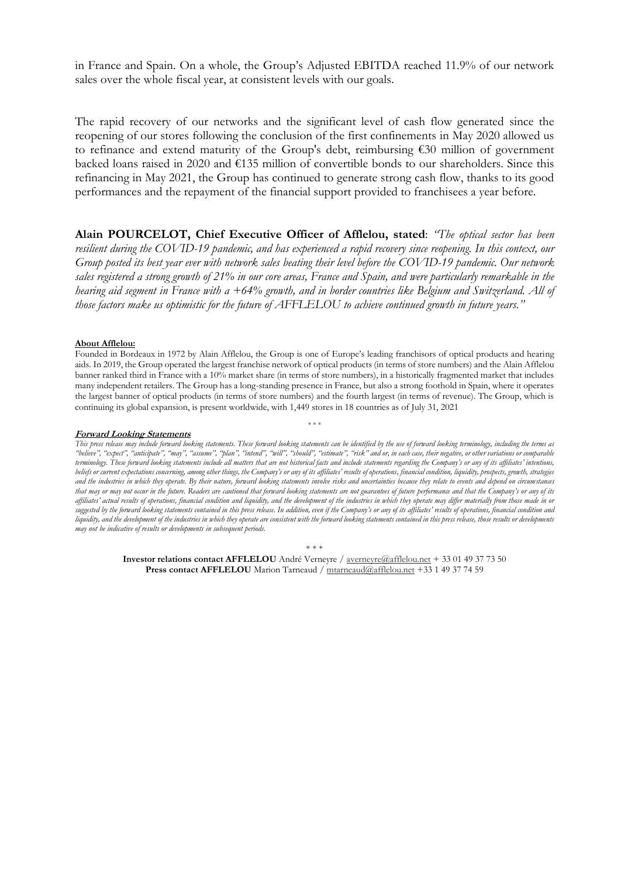in France and Spain. On a whole, the Group's Adjusted EBITDA reached 11.9% of our network sales over the whole fiscal year, at consistent levels with our goals.

The rapid recovery of our networks and the significant level of cash flow generated since the reopening of our stores following the conclusion of the first confinements in May 2020 allowed us to refinance and extend maturity of the Group's debt, reimbursing €30 million of government backed loans raised in 2020 and €135 million of convertible bonds to our shareholders. Since this refinancing in May 2021, the Group has continued to generate strong cash flow, thanks to its good performances and the repayment of the financial support provided to franchisees a year before.

**Alain POURCELOT, Chief Executive Officer of Afflelou, stated**: *"The optical sector has been resilient during the COVID-19 pandemic, and has experienced a rapid recovery since reopening. In this context, our Group posted its best year ever with network sales beating their level before the COVID-19 pandemic. Our network sales registered a strong growth of 21% in our core areas, France and Spain, and were particularly remarkable in the hearing aid segment in France with a +64% growth, and in border countries like Belgium and Switzerland. All of those factors make us optimistic for the future of AFFLELOU to achieve continued growth in future years."*

**About Afflelou:**

Founded in Bordeaux in 1972 by Alain Afflelou, the Group is one of Europe's leading franchisors of optical products and hearing aids. In 2019, the Group operated the largest franchise network of optical products (in terms of store numbers) and the Alain Afflelou banner ranked third in France with a 10% market share (in terms of store numbers), in a historically fragmented market that includes many independent retailers. The Group has a long-standing presence in France, but also a strong foothold in Spain, where it operates the largest banner of optical products (in terms of store numbers) and the fourth largest (in terms of revenue). The Group, which is continuing its global expansion, is present worldwide, with 1,449 stores in 18 countries as of July 31, 2021

\* \* \*

**Forward Looking Statements**

*This press release may include forward looking statements. These forward looking statements can be identified by the use of forward looking terminology, including the terms as "believe", "expect", "anticipate", "may", "assume", "plan", "intend", "will", "should", "estimate", "risk" and or, in each case, their negative, or other variations or comparable terminology. These forward looking statements include all matters that are not historical facts and include statements regarding the Company's or any of its affiliates' intentions, beliefs or current expectations concerning, among other things, the Company's or any of its affiliates' results of operations, financial condition, liquidity, prospects, growth, strategies and the industries in which they operate. By their nature, forward looking statements involve risks and uncertainties because they relate to events and depend on circumstances that may or may not occur in the future. Readers are cautioned that forward looking statements are not guarantees of future performance and that the Company's or any of its affiliates' actual results of operations, financial condition and liquidity, and the development of the industries in which they operate may differ materially from those made in or suggested by the forward looking statements contained in this press release. In addition, even if the Company's or any of its affiliates' results of operations, financial condition and liquidity, and the development of the industries in which they operate are consistent with the forward looking statements contained in this press release, those results or developments may not be indicative of results or developments in subsequent periods.*

\* \* \*

**Investor relations contact AFFLELOU** André Verneyre / averneyre@afflelou.net + 33 01 49 37 73 50
**Press contact AFFLELOU** Marion Tarneaud / mtarneaud@afflelou.net +33 1 49 37 74 59